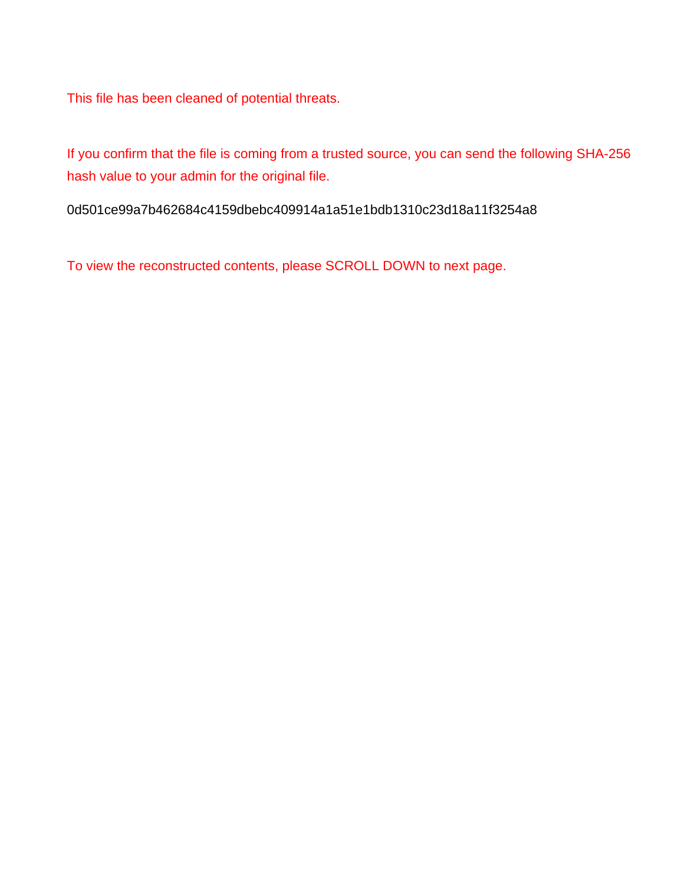This file has been cleaned of potential threats.

If you confirm that the file is coming from a trusted source, you can send the following SHA-256 hash value to your admin for the original file.

0d501ce99a7b462684c4159dbebc409914a1a51e1bdb1310c23d18a11f3254a8

To view the reconstructed contents, please SCROLL DOWN to next page.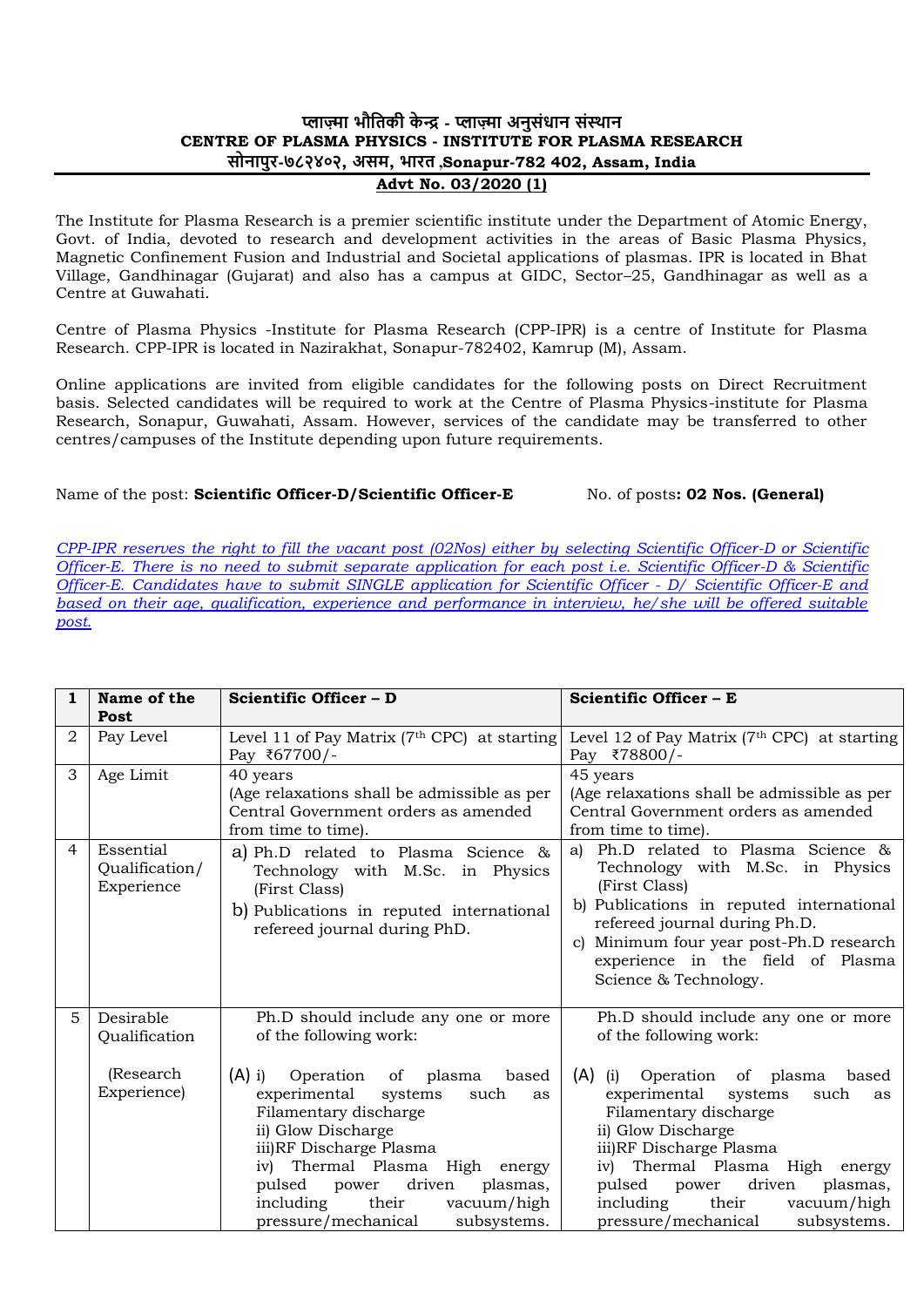**प्लाज़्मा भौतिकी केन्द्र - प्लाज़्मा अनुसंधान संस्थान**
**CENTRE OF PLASMA PHYSICS - INSTITUTE FOR PLASMA RESEARCH**
**सोनापुर-७८२४०२, असम, भारत ,Sonapur-782 402, Assam, India**

**Advt No. 03/2020 (1)**

The Institute for Plasma Research is a premier scientific institute under the Department of Atomic Energy, Govt. of India, devoted to research and development activities in the areas of Basic Plasma Physics, Magnetic Confinement Fusion and Industrial and Societal applications of plasmas. IPR is located in Bhat Village, Gandhinagar (Gujarat) and also has a campus at GIDC, Sector–25, Gandhinagar as well as a Centre at Guwahati.

Centre of Plasma Physics -Institute for Plasma Research (CPP-IPR) is a centre of Institute for Plasma Research. CPP-IPR is located in Nazirakhat, Sonapur-782402, Kamrup (M), Assam.

Online applications are invited from eligible candidates for the following posts on Direct Recruitment basis. Selected candidates will be required to work at the Centre of Plasma Physics-institute for Plasma Research, Sonapur, Guwahati, Assam. However, services of the candidate may be transferred to other centres/campuses of the Institute depending upon future requirements.

Name of the post: **Scientific Officer-D/Scientific Officer-E** No. of posts**: 02 Nos. (General)**

*CPP-IPR reserves the right to fill the vacant post (02Nos) either by selecting Scientific Officer-D or Scientific Officer-E. There is no need to submit separate application for each post i.e. Scientific Officer-D & Scientific Officer-E. Candidates have to submit SINGLE application for Scientific Officer - D/ Scientific Officer-E and based on their age, qualification, experience and performance in interview, he/she will be offered suitable post.*

| 1 | Name of the Post | Scientific Officer – D | Scientific Officer – E |
|---|---|---|---|
| 2 | Pay Level | Level 11 of Pay Matrix (7th CPC) at starting Pay ₹67700/- | Level 12 of Pay Matrix (7th CPC) at starting Pay ₹78800/- |
| 3 | Age Limit | 40 years<br>(Age relaxations shall be admissible as per Central Government orders as amended from time to time). | 45 years<br>(Age relaxations shall be admissible as per Central Government orders as amended from time to time). |
| 4 | Essential Qualification/ Experience | a) Ph.D related to Plasma Science & Technology with M.Sc. in Physics (First Class)<br>b) Publications in reputed international refereed journal during PhD. | a) Ph.D related to Plasma Science & Technology with M.Sc. in Physics (First Class)<br>b) Publications in reputed international refereed journal during Ph.D.<br>c) Minimum four year post-Ph.D research experience in the field of Plasma Science & Technology. |
| 5 | Desirable Qualification<br><br>(Research Experience) | Ph.D should include any one or more of the following work:<br><br>(A) i) Operation of plasma based experimental systems such as Filamentary discharge<br>ii) Glow Discharge<br>iii)RF Discharge Plasma<br>iv) Thermal Plasma High energy pulsed power driven plasmas, including their vacuum/high pressure/mechanical subsystems. | Ph.D should include any one or more of the following work:<br><br>(A) (i) Operation of plasma based experimental systems such as Filamentary discharge<br>ii) Glow Discharge<br>iii)RF Discharge Plasma<br>iv) Thermal Plasma High energy pulsed power driven plasmas, including their vacuum/high pressure/mechanical subsystems. |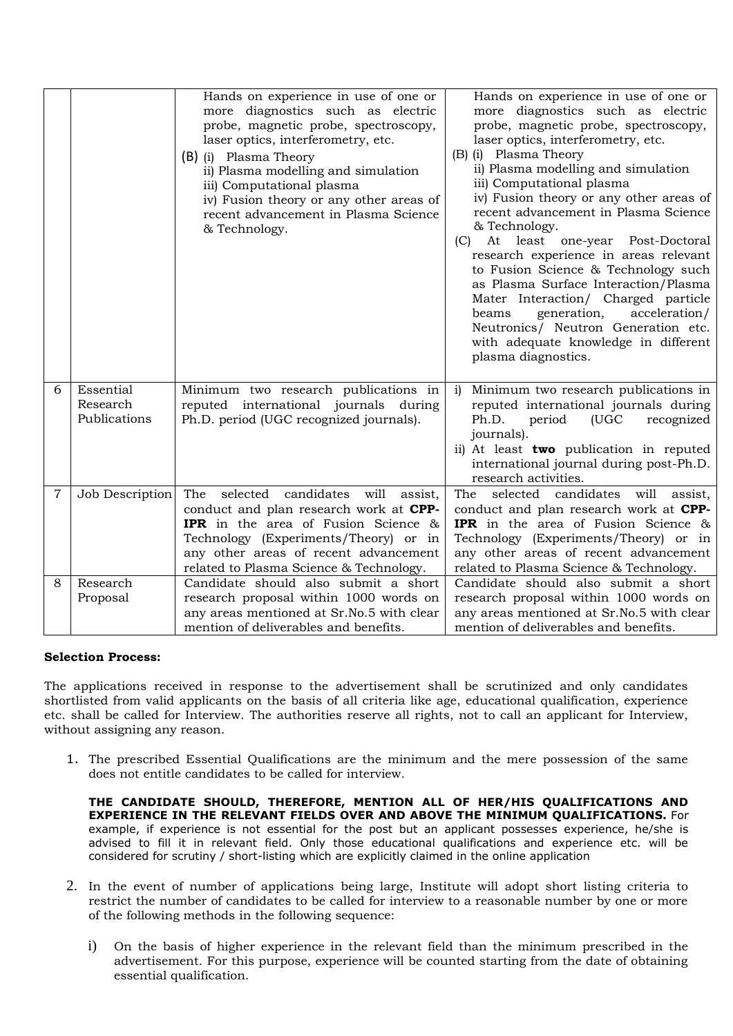| | | | |
|---|---|---|---|
| | | Hands on experience in use of one or more diagnostics such as electric probe, magnetic probe, spectroscopy, laser optics, interferometry, etc.<br>(B) (i) Plasma Theory<br>ii) Plasma modelling and simulation<br>iii) Computational plasma<br>iv) Fusion theory or any other areas of recent advancement in Plasma Science & Technology. | Hands on experience in use of one or more diagnostics such as electric probe, magnetic probe, spectroscopy, laser optics, interferometry, etc.<br>(B) (i) Plasma Theory<br>ii) Plasma modelling and simulation<br>iii) Computational plasma<br>iv) Fusion theory or any other areas of recent advancement in Plasma Science & Technology.<br>(C) At least one-year Post-Doctoral research experience in areas relevant to Fusion Science & Technology such as Plasma Surface Interaction/Plasma Mater Interaction/ Charged particle beams generation, acceleration/ Neutronics/ Neutron Generation etc. with adequate knowledge in different plasma diagnostics. |
| 6 | Essential Research Publications | Minimum two research publications in reputed international journals during Ph.D. period (UGC recognized journals). | i) Minimum two research publications in reputed international journals during Ph.D. period (UGC recognized journals).<br>ii) At least **two** publication in reputed international journal during post-Ph.D. research activities. |
| 7 | Job Description | The selected candidates will assist, conduct and plan research work at **CPP-IPR** in the area of Fusion Science & Technology (Experiments/Theory) or in any other areas of recent advancement related to Plasma Science & Technology. | The selected candidates will assist, conduct and plan research work at **CPP-IPR** in the area of Fusion Science & Technology (Experiments/Theory) or in any other areas of recent advancement related to Plasma Science & Technology. |
| 8 | Research Proposal | Candidate should also submit a short research proposal within 1000 words on any areas mentioned at Sr.No.5 with clear mention of deliverables and benefits. | Candidate should also submit a short research proposal within 1000 words on any areas mentioned at Sr.No.5 with clear mention of deliverables and benefits. |

**Selection Process:**

The applications received in response to the advertisement shall be scrutinized and only candidates shortlisted from valid applicants on the basis of all criteria like age, educational qualification, experience etc. shall be called for Interview. The authorities reserve all rights, not to call an applicant for Interview, without assigning any reason.

1. The prescribed Essential Qualifications are the minimum and the mere possession of the same does not entitle candidates to be called for interview.

   **THE CANDIDATE SHOULD, THEREFORE, MENTION ALL OF HER/HIS QUALIFICATIONS AND EXPERIENCE IN THE RELEVANT FIELDS OVER AND ABOVE THE MINIMUM QUALIFICATIONS.** For example, if experience is not essential for the post but an applicant possesses experience, he/she is advised to fill it in relevant field. Only those educational qualifications and experience etc. will be considered for scrutiny / short-listing which are explicitly claimed in the online application

2. In the event of number of applications being large, Institute will adopt short listing criteria to restrict the number of candidates to be called for interview to a reasonable number by one or more of the following methods in the following sequence:

   i) On the basis of higher experience in the relevant field than the minimum prescribed in the advertisement. For this purpose, experience will be counted starting from the date of obtaining essential qualification.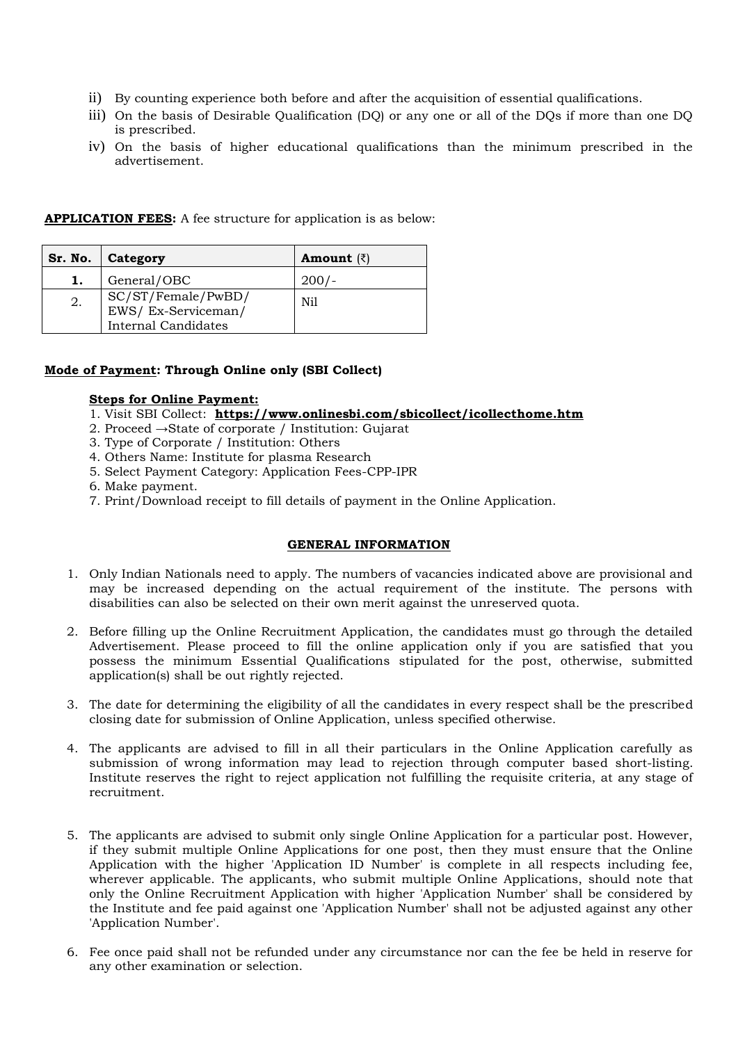ii) By counting experience both before and after the acquisition of essential qualifications.

iii) On the basis of Desirable Qualification (DQ) or any one or all of the DQs if more than one DQ is prescribed.

iv) On the basis of higher educational qualifications than the minimum prescribed in the advertisement.

**APPLICATION FEES:** A fee structure for application is as below:

| Sr. No. | Category | Amount (₹) |
|---|---|---|
| **1.** | General/OBC | 200/- |
| 2. | SC/ST/Female/PwBD/ EWS/ Ex-Serviceman/ Internal Candidates | Nil |

**Mode of Payment: Through Online only (SBI Collect)**

**Steps for Online Payment:**

1. Visit SBI Collect: **https://www.onlinesbi.com/sbicollect/icollecthome.htm**
2. Proceed →State of corporate / Institution: Gujarat
3. Type of Corporate / Institution: Others
4. Others Name: Institute for plasma Research
5. Select Payment Category: Application Fees-CPP-IPR
6. Make payment.
7. Print/Download receipt to fill details of payment in the Online Application.

## GENERAL INFORMATION

1. Only Indian Nationals need to apply. The numbers of vacancies indicated above are provisional and may be increased depending on the actual requirement of the institute. The persons with disabilities can also be selected on their own merit against the unreserved quota.

2. Before filling up the Online Recruitment Application, the candidates must go through the detailed Advertisement. Please proceed to fill the online application only if you are satisfied that you possess the minimum Essential Qualifications stipulated for the post, otherwise, submitted application(s) shall be out rightly rejected.

3. The date for determining the eligibility of all the candidates in every respect shall be the prescribed closing date for submission of Online Application, unless specified otherwise.

4. The applicants are advised to fill in all their particulars in the Online Application carefully as submission of wrong information may lead to rejection through computer based short-listing. Institute reserves the right to reject application not fulfilling the requisite criteria, at any stage of recruitment.

5. The applicants are advised to submit only single Online Application for a particular post. However, if they submit multiple Online Applications for one post, then they must ensure that the Online Application with the higher 'Application ID Number' is complete in all respects including fee, wherever applicable. The applicants, who submit multiple Online Applications, should note that only the Online Recruitment Application with higher 'Application Number' shall be considered by the Institute and fee paid against one 'Application Number' shall not be adjusted against any other 'Application Number'.

6. Fee once paid shall not be refunded under any circumstance nor can the fee be held in reserve for any other examination or selection.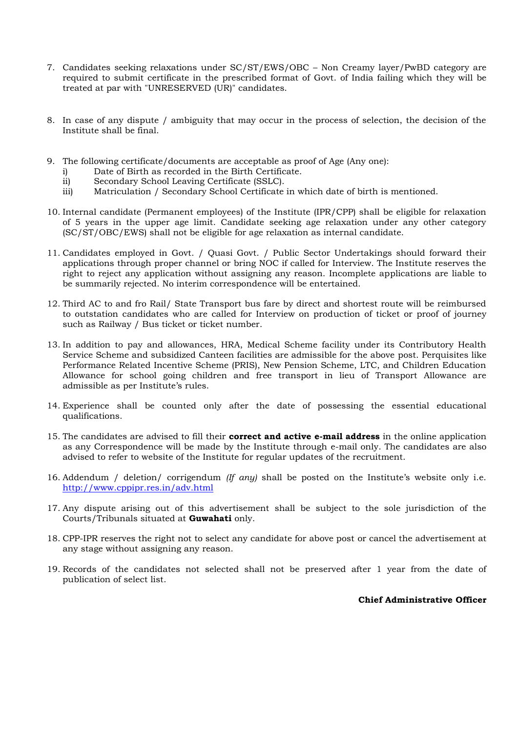7. Candidates seeking relaxations under SC/ST/EWS/OBC – Non Creamy layer/PwBD category are required to submit certificate in the prescribed format of Govt. of India failing which they will be treated at par with "UNRESERVED (UR)" candidates.

8. In case of any dispute / ambiguity that may occur in the process of selection, the decision of the Institute shall be final.

9. The following certificate/documents are acceptable as proof of Age (Any one):
   - i) Date of Birth as recorded in the Birth Certificate.
   - ii) Secondary School Leaving Certificate (SSLC).
   - iii) Matriculation / Secondary School Certificate in which date of birth is mentioned.

10. Internal candidate (Permanent employees) of the Institute (IPR/CPP) shall be eligible for relaxation of 5 years in the upper age limit. Candidate seeking age relaxation under any other category (SC/ST/OBC/EWS) shall not be eligible for age relaxation as internal candidate.

11. Candidates employed in Govt. / Quasi Govt. / Public Sector Undertakings should forward their applications through proper channel or bring NOC if called for Interview. The Institute reserves the right to reject any application without assigning any reason. Incomplete applications are liable to be summarily rejected. No interim correspondence will be entertained.

12. Third AC to and fro Rail/ State Transport bus fare by direct and shortest route will be reimbursed to outstation candidates who are called for Interview on production of ticket or proof of journey such as Railway / Bus ticket or ticket number.

13. In addition to pay and allowances, HRA, Medical Scheme facility under its Contributory Health Service Scheme and subsidized Canteen facilities are admissible for the above post. Perquisites like Performance Related Incentive Scheme (PRIS), New Pension Scheme, LTC, and Children Education Allowance for school going children and free transport in lieu of Transport Allowance are admissible as per Institute's rules.

14. Experience shall be counted only after the date of possessing the essential educational qualifications.

15. The candidates are advised to fill their **correct and active e-mail address** in the online application as any Correspondence will be made by the Institute through e-mail only. The candidates are also advised to refer to website of the Institute for regular updates of the recruitment.

16. Addendum / deletion/ corrigendum *(If any)* shall be posted on the Institute's website only i.e. http://www.cppipr.res.in/adv.html

17. Any dispute arising out of this advertisement shall be subject to the sole jurisdiction of the Courts/Tribunals situated at **Guwahati** only.

18. CPP-IPR reserves the right not to select any candidate for above post or cancel the advertisement at any stage without assigning any reason.

19. Records of the candidates not selected shall not be preserved after 1 year from the date of publication of select list.

**Chief Administrative Officer**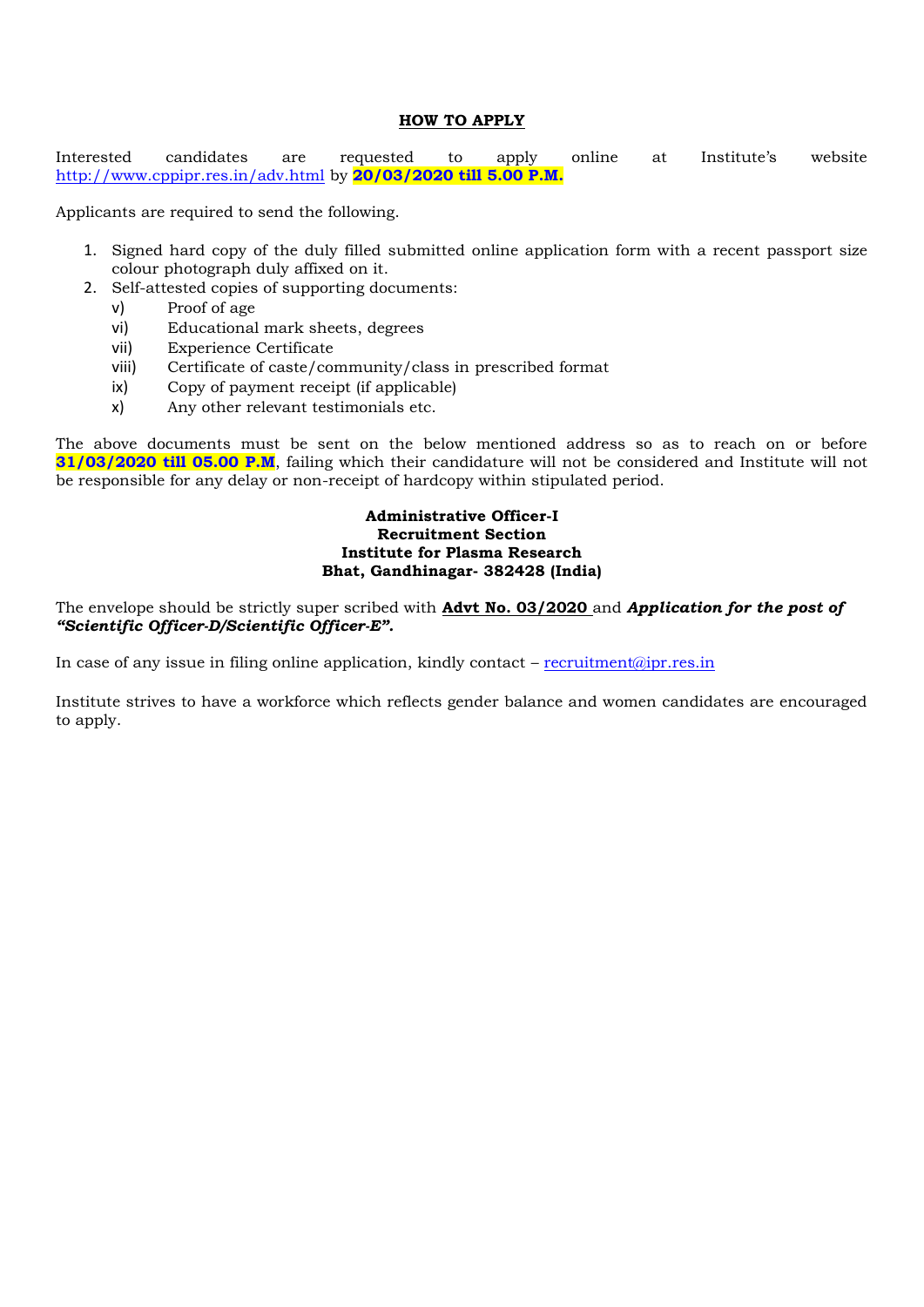## HOW TO APPLY

Interested candidates are requested to apply online at Institute's website http://www.cppipr.res.in/adv.html by **20/03/2020 till 5.00 P.M.**

Applicants are required to send the following.

1. Signed hard copy of the duly filled submitted online application form with a recent passport size colour photograph duly affixed on it.
2. Self-attested copies of supporting documents:
   - v) Proof of age
   - vi) Educational mark sheets, degrees
   - vii) Experience Certificate
   - viii) Certificate of caste/community/class in prescribed format
   - ix) Copy of payment receipt (if applicable)
   - x) Any other relevant testimonials etc.

The above documents must be sent on the below mentioned address so as to reach on or before **31/03/2020 till 05.00 P.M**, failing which their candidature will not be considered and Institute will not be responsible for any delay or non-receipt of hardcopy within stipulated period.

**Administrative Officer-I**
**Recruitment Section**
**Institute for Plasma Research**
**Bhat, Gandhinagar- 382428 (India)**

The envelope should be strictly super scribed with **Advt No. 03/2020** and ***Application for the post of "Scientific Officer-D/Scientific Officer-E".***

In case of any issue in filing online application, kindly contact – recruitment@ipr.res.in

Institute strives to have a workforce which reflects gender balance and women candidates are encouraged to apply.